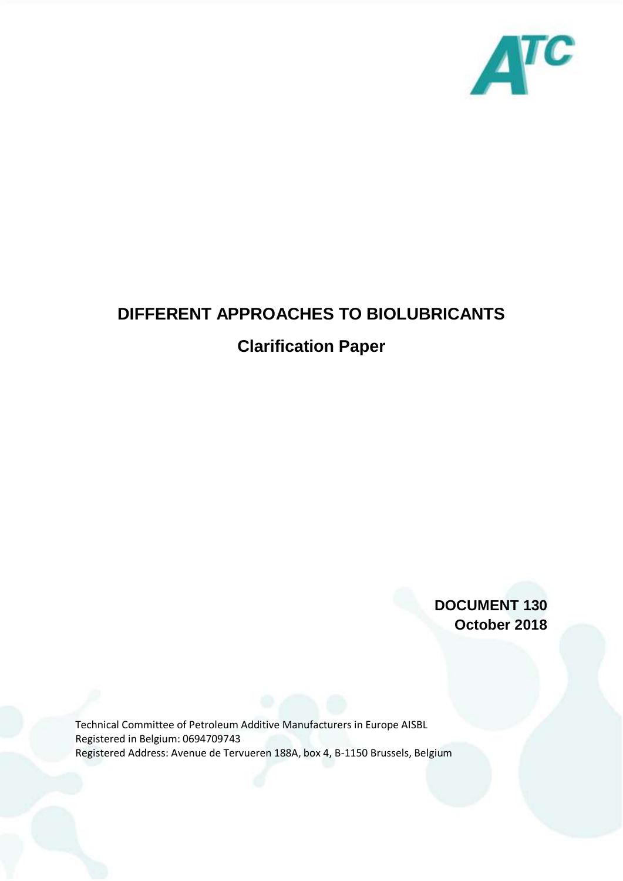# DIFFERENT APPROACHES TO BIOLUBRICANTS

## Clarification Paper

**DOCUMENT 130**
**October 2018**

Technical Committee of Petroleum Additive Manufacturers in Europe AISBL
Registered in Belgium: 0694709743
Registered Address: Avenue de Tervueren 188A, box 4, B-1150 Brussels, Belgium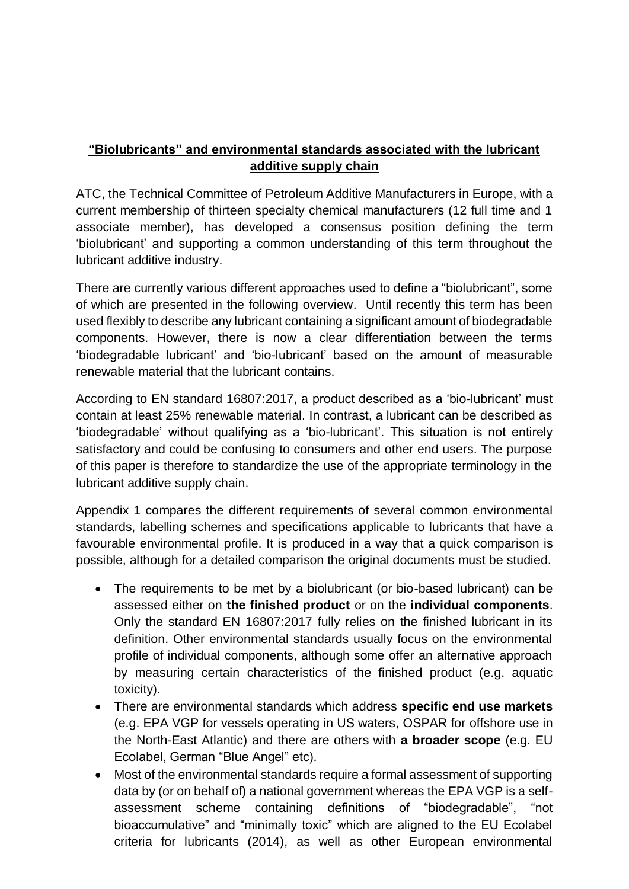## **"Biolubricants" and environmental standards associated with the lubricant additive supply chain**

ATC, the Technical Committee of Petroleum Additive Manufacturers in Europe, with a current membership of thirteen specialty chemical manufacturers (12 full time and 1 associate member), has developed a consensus position defining the term 'biolubricant' and supporting a common understanding of this term throughout the lubricant additive industry.

There are currently various different approaches used to define a "biolubricant", some of which are presented in the following overview. Until recently this term has been used flexibly to describe any lubricant containing a significant amount of biodegradable components. However, there is now a clear differentiation between the terms 'biodegradable lubricant' and 'bio-lubricant' based on the amount of measurable renewable material that the lubricant contains.

According to EN standard 16807:2017, a product described as a 'bio-lubricant' must contain at least 25% renewable material. In contrast, a lubricant can be described as 'biodegradable' without qualifying as a 'bio-lubricant'. This situation is not entirely satisfactory and could be confusing to consumers and other end users. The purpose of this paper is therefore to standardize the use of the appropriate terminology in the lubricant additive supply chain.

Appendix 1 compares the different requirements of several common environmental standards, labelling schemes and specifications applicable to lubricants that have a favourable environmental profile. It is produced in a way that a quick comparison is possible, although for a detailed comparison the original documents must be studied.

- The requirements to be met by a biolubricant (or bio-based lubricant) can be assessed either on **the finished product** or on the **individual components**. Only the standard EN 16807:2017 fully relies on the finished lubricant in its definition. Other environmental standards usually focus on the environmental profile of individual components, although some offer an alternative approach by measuring certain characteristics of the finished product (e.g. aquatic toxicity).
- There are environmental standards which address **specific end use markets** (e.g. EPA VGP for vessels operating in US waters, OSPAR for offshore use in the North-East Atlantic) and there are others with **a broader scope** (e.g. EU Ecolabel, German "Blue Angel" etc).
- Most of the environmental standards require a formal assessment of supporting data by (or on behalf of) a national government whereas the EPA VGP is a self-assessment scheme containing definitions of "biodegradable", "not bioaccumulative" and "minimally toxic" which are aligned to the EU Ecolabel criteria for lubricants (2014), as well as other European environmental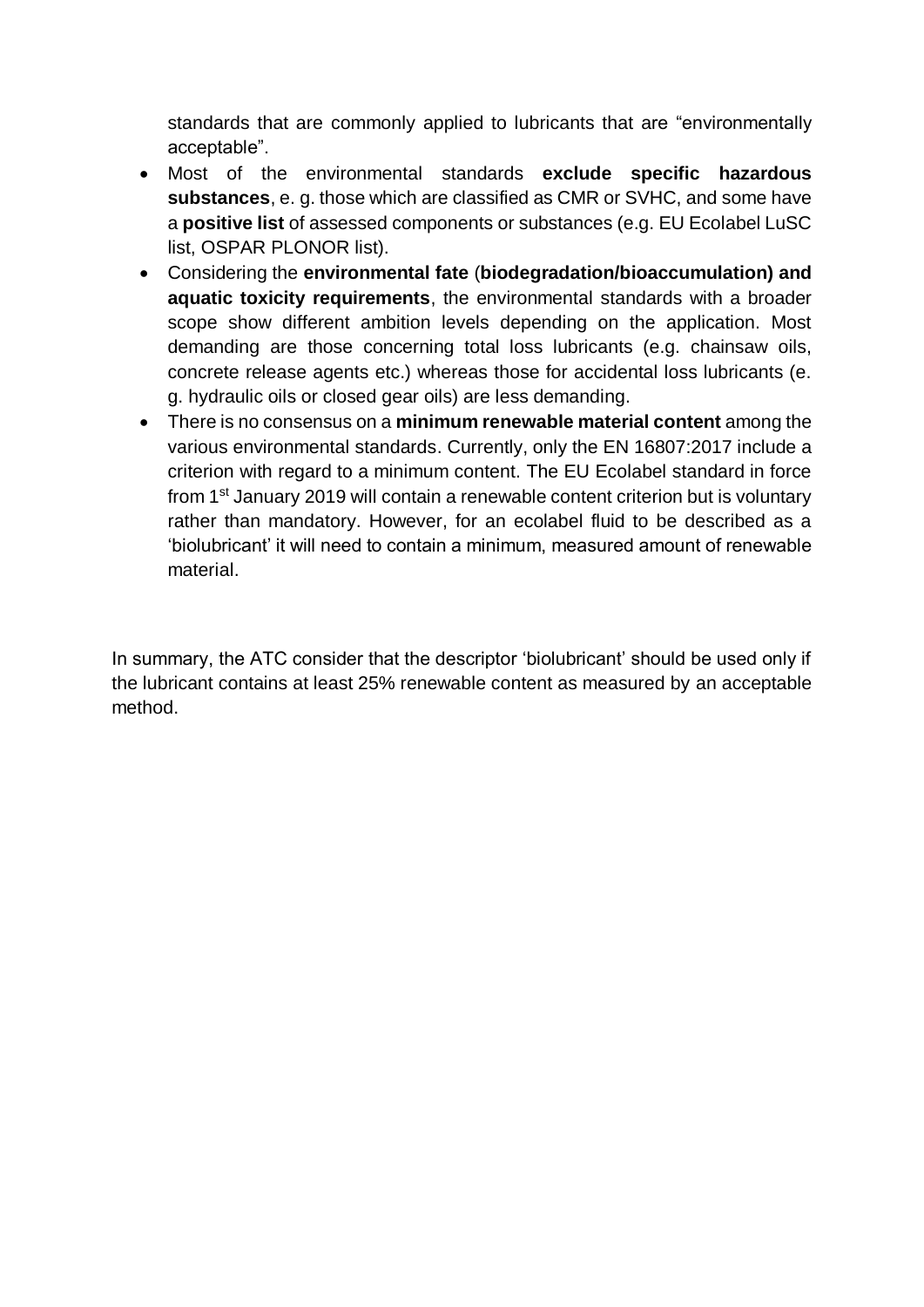standards that are commonly applied to lubricants that are "environmentally acceptable".

- Most of the environmental standards **exclude specific hazardous substances**, e. g. those which are classified as CMR or SVHC, and some have a **positive list** of assessed components or substances (e.g. EU Ecolabel LuSC list, OSPAR PLONOR list).
- Considering the **environmental fate** (**biodegradation/bioaccumulation) and aquatic toxicity requirements**, the environmental standards with a broader scope show different ambition levels depending on the application. Most demanding are those concerning total loss lubricants (e.g. chainsaw oils, concrete release agents etc.) whereas those for accidental loss lubricants (e. g. hydraulic oils or closed gear oils) are less demanding.
- There is no consensus on a **minimum renewable material content** among the various environmental standards. Currently, only the EN 16807:2017 include a criterion with regard to a minimum content. The EU Ecolabel standard in force from 1st January 2019 will contain a renewable content criterion but is voluntary rather than mandatory. However, for an ecolabel fluid to be described as a 'biolubricant' it will need to contain a minimum, measured amount of renewable material.

In summary, the ATC consider that the descriptor 'biolubricant' should be used only if the lubricant contains at least 25% renewable content as measured by an acceptable method.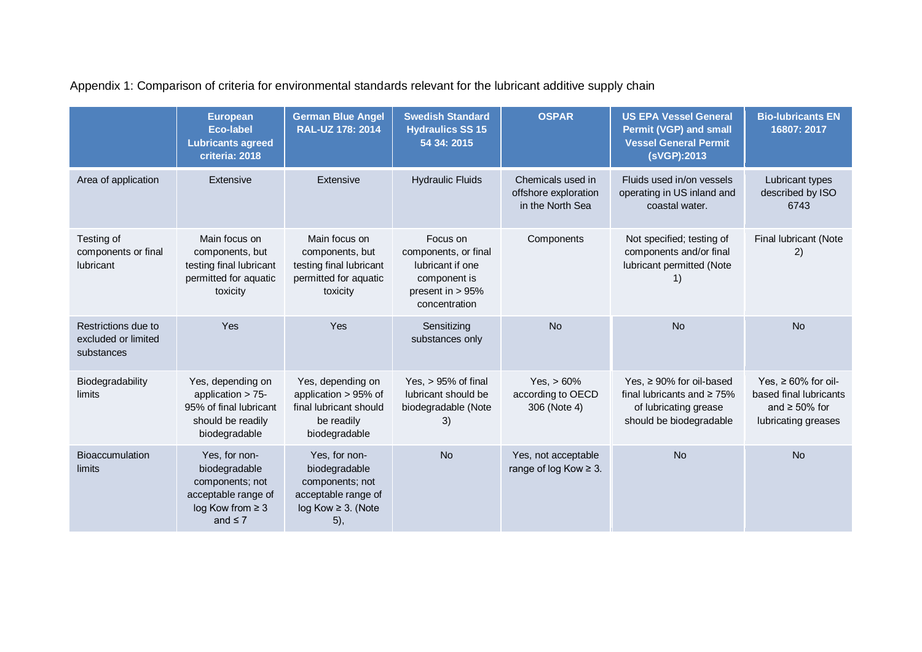Appendix 1: Comparison of criteria for environmental standards relevant for the lubricant additive supply chain

| | European Eco-label Lubricants agreed criteria: 2018 | German Blue Angel RAL-UZ 178: 2014 | Swedish Standard Hydraulics SS 15 54 34: 2015 | OSPAR | US EPA Vessel General Permit (VGP) and small Vessel General Permit (sVGP):2013 | Bio-lubricants EN 16807: 2017 |
|---|---|---|---|---|---|---|
| Area of application | Extensive | Extensive | Hydraulic Fluids | Chemicals used in offshore exploration in the North Sea | Fluids used in/on vessels operating in US inland and coastal water. | Lubricant types described by ISO 6743 |
| Testing of components or final lubricant | Main focus on components, but testing final lubricant permitted for aquatic toxicity | Main focus on components, but testing final lubricant permitted for aquatic toxicity | Focus on components, or final lubricant if one component is present in > 95% concentration | Components | Not specified; testing of components and/or final lubricant permitted (Note 1) | Final lubricant (Note 2) |
| Restrictions due to excluded or limited substances | Yes | Yes | Sensitizing substances only | No | No | No |
| Biodegradability limits | Yes, depending on application > 75-95% of final lubricant should be readily biodegradable | Yes, depending on application > 95% of final lubricant should be readily biodegradable | Yes, > 95% of final lubricant should be biodegradable (Note 3) | Yes, > 60% according to OECD 306 (Note 4) | Yes, ≥ 90% for oil-based final lubricants and ≥ 75% of lubricating grease should be biodegradable | Yes, ≥ 60% for oil-based final lubricants and ≥ 50% for lubricating greases |
| Bioaccumulation limits | Yes, for non-biodegradable components; not acceptable range of log Kow from ≥ 3 and ≤ 7 | Yes, for non-biodegradable components; not acceptable range of log Kow ≥ 3. (Note 5), | No | Yes, not acceptable range of log Kow ≥ 3. | No | No |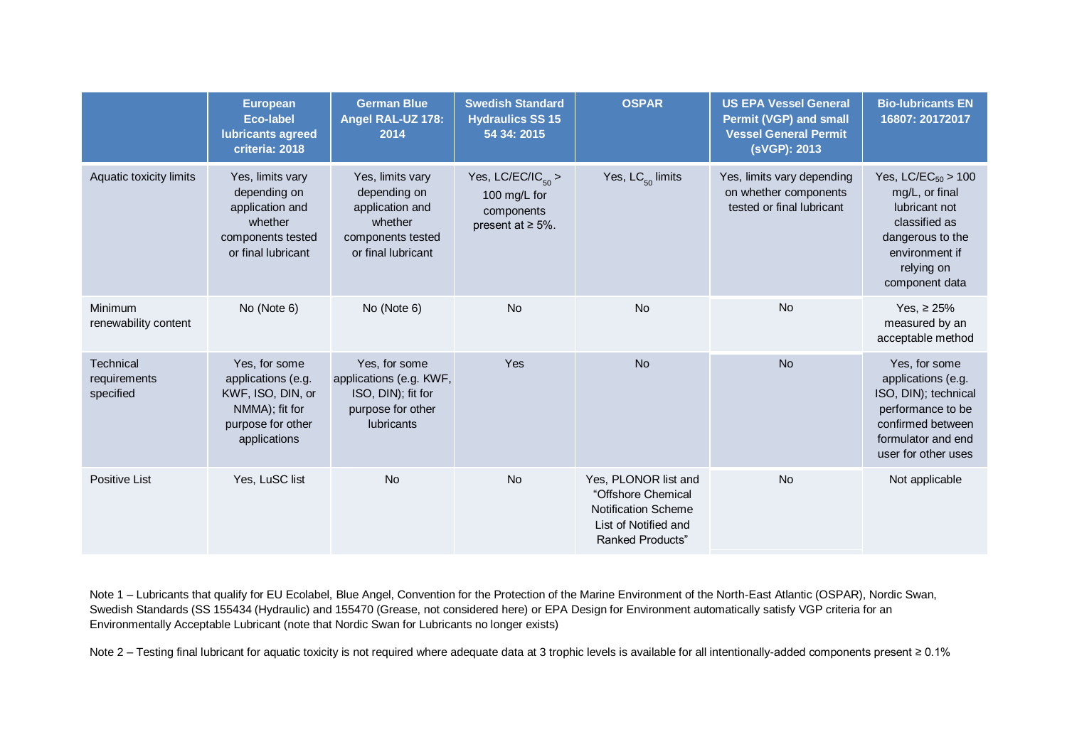| | European Eco-label lubricants agreed criteria: 2018 | German Blue Angel RAL-UZ 178: 2014 | Swedish Standard Hydraulics SS 15 54 34: 2015 | OSPAR | US EPA Vessel General Permit (VGP) and small Vessel General Permit (sVGP): 2013 | Bio-lubricants EN 16807: 20172017 |
|---|---|---|---|---|---|---|
| Aquatic toxicity limits | Yes, limits vary depending on application and whether components tested or final lubricant | Yes, limits vary depending on application and whether components tested or final lubricant | Yes, $LC/EC/IC_{50}$ > 100 mg/L for components present at ≥ 5%. | Yes, $LC_{50}$ limits | Yes, limits vary depending on whether components tested or final lubricant | Yes, $LC/EC_{50}$ > 100 mg/L, or final lubricant not classified as dangerous to the environment if relying on component data |
| Minimum renewability content | No (Note 6) | No (Note 6) | No | No | No | Yes, ≥ 25% measured by an acceptable method |
| Technical requirements specified | Yes, for some applications (e.g. KWF, ISO, DIN, or NMMA); fit for purpose for other applications | Yes, for some applications (e.g. KWF, ISO, DIN); fit for purpose for other lubricants | Yes | No | No | Yes, for some applications (e.g. ISO, DIN); technical performance to be confirmed between formulator and end user for other uses |
| Positive List | Yes, LuSC list | No | No | Yes, PLONOR list and "Offshore Chemical Notification Scheme List of Notified and Ranked Products" | No | Not applicable |

Note 1 – Lubricants that qualify for EU Ecolabel, Blue Angel, Convention for the Protection of the Marine Environment of the North-East Atlantic (OSPAR), Nordic Swan, Swedish Standards (SS 155434 (Hydraulic) and 155470 (Grease, not considered here) or EPA Design for Environment automatically satisfy VGP criteria for an Environmentally Acceptable Lubricant (note that Nordic Swan for Lubricants no longer exists)

Note 2 – Testing final lubricant for aquatic toxicity is not required where adequate data at 3 trophic levels is available for all intentionally-added components present ≥ 0.1%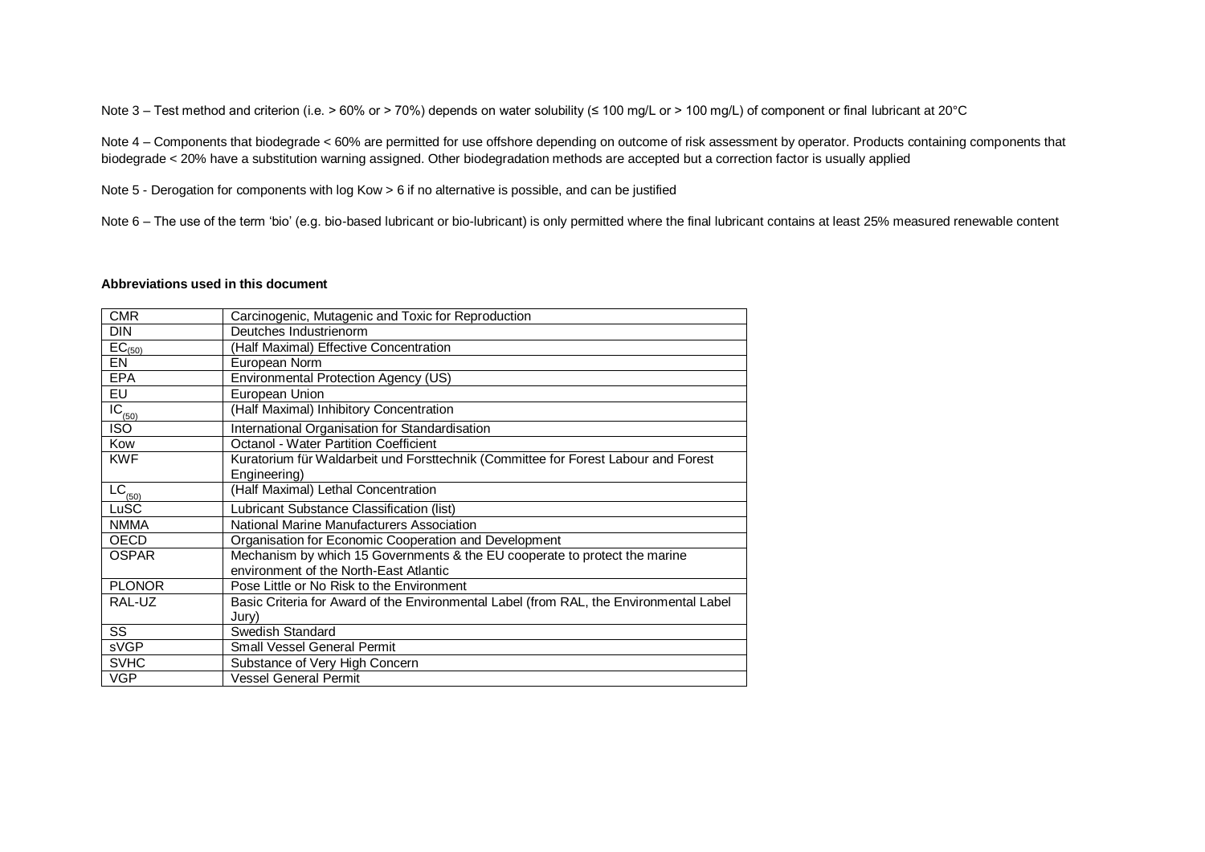Note 3 – Test method and criterion (i.e. > 60% or > 70%) depends on water solubility (≤ 100 mg/L or > 100 mg/L) of component or final lubricant at 20°C

Note 4 – Components that biodegrade < 60% are permitted for use offshore depending on outcome of risk assessment by operator. Products containing components that biodegrade < 20% have a substitution warning assigned. Other biodegradation methods are accepted but a correction factor is usually applied

Note 5 - Derogation for components with log Kow > 6 if no alternative is possible, and can be justified

Note 6 – The use of the term 'bio' (e.g. bio-based lubricant or bio-lubricant) is only permitted where the final lubricant contains at least 25% measured renewable content

**Abbreviations used in this document**

| | |
|---|---|
| CMR | Carcinogenic, Mutagenic and Toxic for Reproduction |
| DIN | Deutches Industrienorm |
| $EC_{(50)}$ | (Half Maximal) Effective Concentration |
| EN | European Norm |
| EPA | Environmental Protection Agency (US) |
| EU | European Union |
| $IC_{(50)}$ | (Half Maximal) Inhibitory Concentration |
| ISO | International Organisation for Standardisation |
| Kow | Octanol - Water Partition Coefficient |
| KWF | Kuratorium für Waldarbeit und Forsttechnik (Committee for Forest Labour and Forest Engineering) |
| $LC_{(50)}$ | (Half Maximal) Lethal Concentration |
| LuSC | Lubricant Substance Classification (list) |
| NMMA | National Marine Manufacturers Association |
| OECD | Organisation for Economic Cooperation and Development |
| OSPAR | Mechanism by which 15 Governments & the EU cooperate to protect the marine environment of the North-East Atlantic |
| PLONOR | Pose Little or No Risk to the Environment |
| RAL-UZ | Basic Criteria for Award of the Environmental Label (from RAL, the Environmental Label Jury) |
| SS | Swedish Standard |
| sVGP | Small Vessel General Permit |
| SVHC | Substance of Very High Concern |
| VGP | Vessel General Permit |